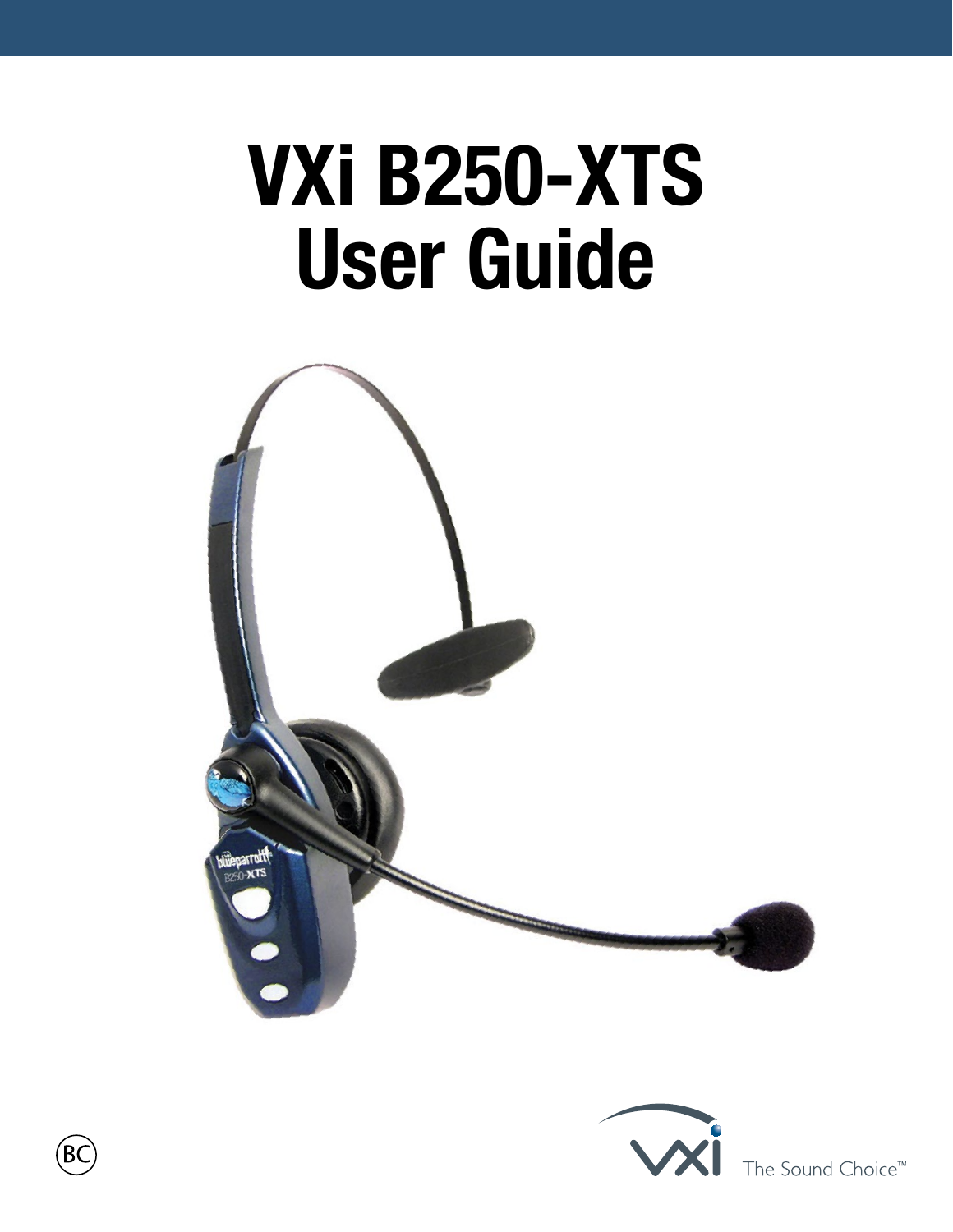# VXi B250-XTS User Guide

The Sound Choice™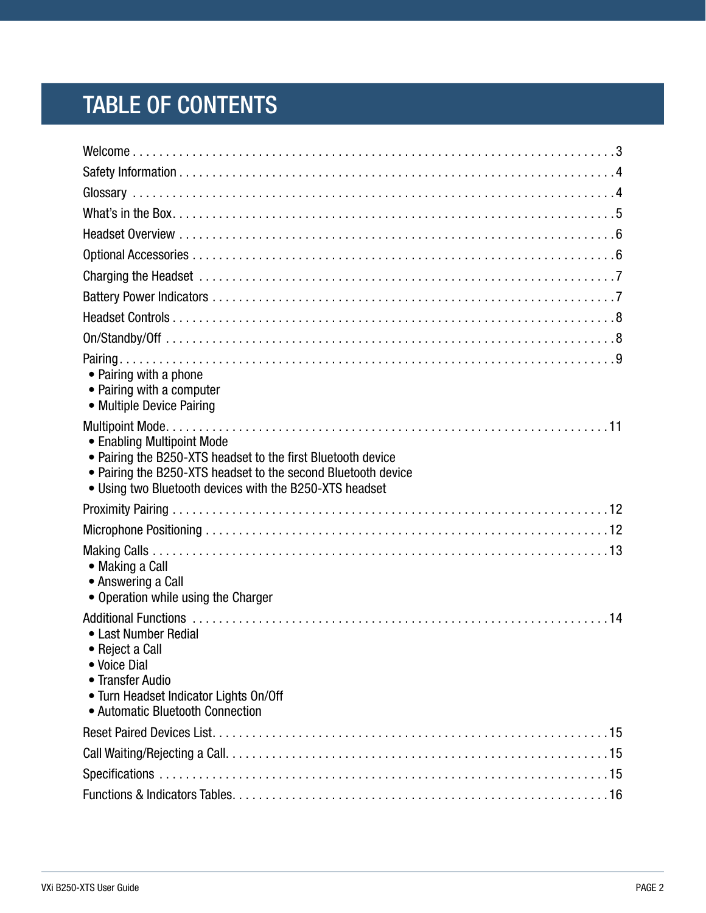# TABLE OF CONTENTS

Welcome . . . . . . . . . . . . . . . . . . . . . . . . . . . . . . . . . . . . . . . . . . . . . . . . . . . . . . . . . . . . . . . . . . . . . . 3

Safety Information . . . . . . . . . . . . . . . . . . . . . . . . . . . . . . . . . . . . . . . . . . . . . . . . . . . . . . . . . . . . . . . . 4

Glossary . . . . . . . . . . . . . . . . . . . . . . . . . . . . . . . . . . . . . . . . . . . . . . . . . . . . . . . . . . . . . . . . . . . . . . 4

What's in the Box. . . . . . . . . . . . . . . . . . . . . . . . . . . . . . . . . . . . . . . . . . . . . . . . . . . . . . . . . . . . . . . . . 5

Headset Overview . . . . . . . . . . . . . . . . . . . . . . . . . . . . . . . . . . . . . . . . . . . . . . . . . . . . . . . . . . . . . . . . 6

Optional Accessories . . . . . . . . . . . . . . . . . . . . . . . . . . . . . . . . . . . . . . . . . . . . . . . . . . . . . . . . . . . . . . 6

Charging the Headset . . . . . . . . . . . . . . . . . . . . . . . . . . . . . . . . . . . . . . . . . . . . . . . . . . . . . . . . . . . . . 7

Battery Power Indicators . . . . . . . . . . . . . . . . . . . . . . . . . . . . . . . . . . . . . . . . . . . . . . . . . . . . . . . . . . . 7

Headset Controls . . . . . . . . . . . . . . . . . . . . . . . . . . . . . . . . . . . . . . . . . . . . . . . . . . . . . . . . . . . . . . . . . 8

On/Standby/Off . . . . . . . . . . . . . . . . . . . . . . . . . . . . . . . . . . . . . . . . . . . . . . . . . . . . . . . . . . . . . . . . . . 8

Pairing. . . . . . . . . . . . . . . . . . . . . . . . . . . . . . . . . . . . . . . . . . . . . . . . . . . . . . . . . . . . . . . . . . . . . . . . . 9
- Pairing with a phone
- Pairing with a computer
- Multiple Device Pairing

Multipoint Mode. . . . . . . . . . . . . . . . . . . . . . . . . . . . . . . . . . . . . . . . . . . . . . . . . . . . . . . . . . . . . . . . . 11
- Enabling Multipoint Mode
- Pairing the B250-XTS headset to the first Bluetooth device
- Pairing the B250-XTS headset to the second Bluetooth device
- Using two Bluetooth devices with the B250-XTS headset

Proximity Pairing . . . . . . . . . . . . . . . . . . . . . . . . . . . . . . . . . . . . . . . . . . . . . . . . . . . . . . . . . . . . . . . . 12

Microphone Positioning . . . . . . . . . . . . . . . . . . . . . . . . . . . . . . . . . . . . . . . . . . . . . . . . . . . . . . . . . . . . 12

Making Calls . . . . . . . . . . . . . . . . . . . . . . . . . . . . . . . . . . . . . . . . . . . . . . . . . . . . . . . . . . . . . . . . . . . 13
- Making a Call
- Answering a Call
- Operation while using the Charger

Additional Functions . . . . . . . . . . . . . . . . . . . . . . . . . . . . . . . . . . . . . . . . . . . . . . . . . . . . . . . . . . . . . 14
- Last Number Redial
- Reject a Call
- Voice Dial
- Transfer Audio
- Turn Headset Indicator Lights On/Off
- Automatic Bluetooth Connection

Reset Paired Devices List. . . . . . . . . . . . . . . . . . . . . . . . . . . . . . . . . . . . . . . . . . . . . . . . . . . . . . . . . . . 15

Call Waiting/Rejecting a Call. . . . . . . . . . . . . . . . . . . . . . . . . . . . . . . . . . . . . . . . . . . . . . . . . . . . . . . . 15

Specifications . . . . . . . . . . . . . . . . . . . . . . . . . . . . . . . . . . . . . . . . . . . . . . . . . . . . . . . . . . . . . . . . . . 15

Functions & Indicators Tables. . . . . . . . . . . . . . . . . . . . . . . . . . . . . . . . . . . . . . . . . . . . . . . . . . . . . . . 16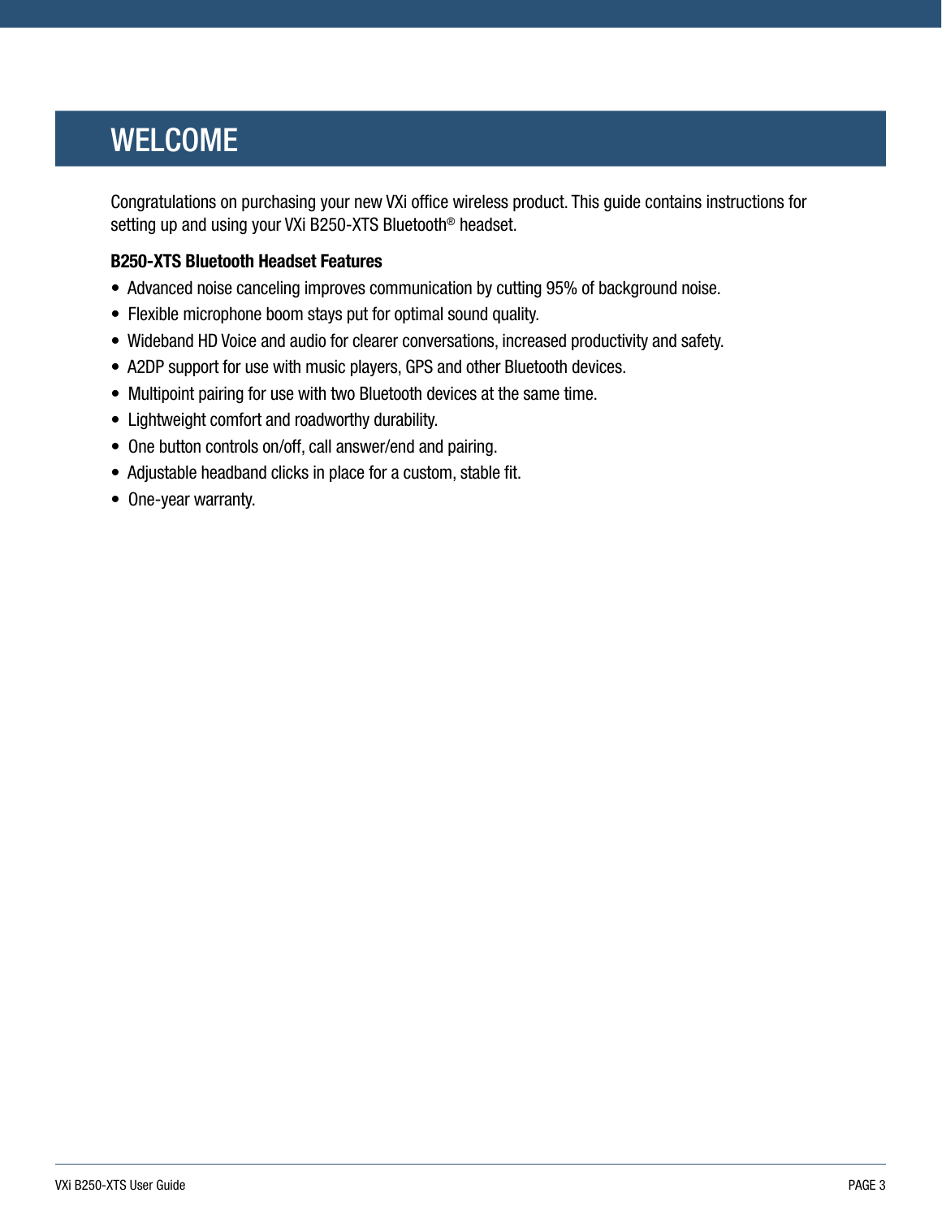# WELCOME

Congratulations on purchasing your new VXi office wireless product. This guide contains instructions for setting up and using your VXi B250-XTS Bluetooth® headset.

**B250-XTS Bluetooth Headset Features**

- Advanced noise canceling improves communication by cutting 95% of background noise.
- Flexible microphone boom stays put for optimal sound quality.
- Wideband HD Voice and audio for clearer conversations, increased productivity and safety.
- A2DP support for use with music players, GPS and other Bluetooth devices.
- Multipoint pairing for use with two Bluetooth devices at the same time.
- Lightweight comfort and roadworthy durability.
- One button controls on/off, call answer/end and pairing.
- Adjustable headband clicks in place for a custom, stable fit.
- One-year warranty.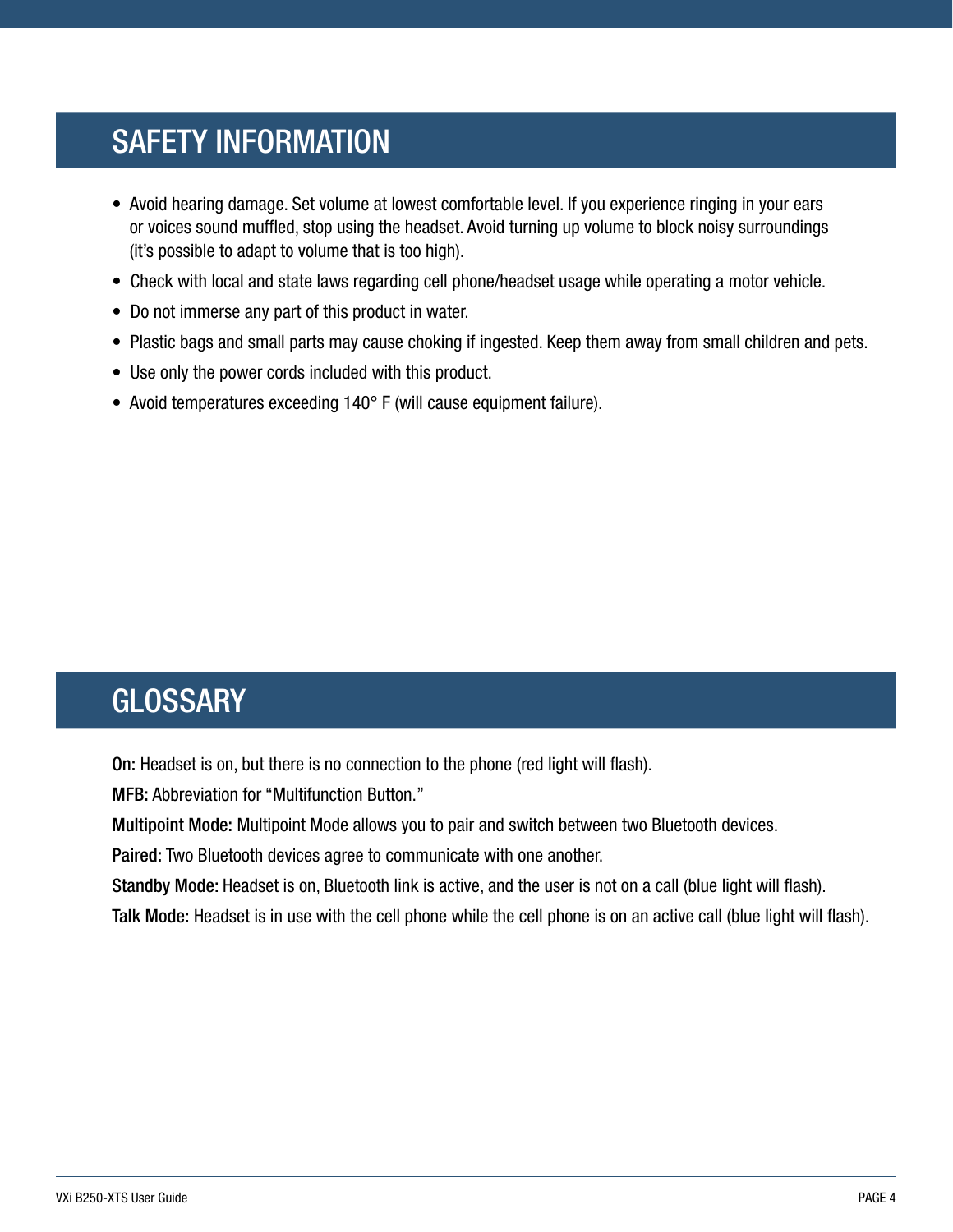## SAFETY INFORMATION

- Avoid hearing damage. Set volume at lowest comfortable level. If you experience ringing in your ears or voices sound muffled, stop using the headset. Avoid turning up volume to block noisy surroundings (it's possible to adapt to volume that is too high).
- Check with local and state laws regarding cell phone/headset usage while operating a motor vehicle.
- Do not immerse any part of this product in water.
- Plastic bags and small parts may cause choking if ingested. Keep them away from small children and pets.
- Use only the power cords included with this product.
- Avoid temperatures exceeding 140° F (will cause equipment failure).

## GLOSSARY

**On:** Headset is on, but there is no connection to the phone (red light will flash).

**MFB:** Abbreviation for "Multifunction Button."

**Multipoint Mode:** Multipoint Mode allows you to pair and switch between two Bluetooth devices.

**Paired:** Two Bluetooth devices agree to communicate with one another.

**Standby Mode:** Headset is on, Bluetooth link is active, and the user is not on a call (blue light will flash).

**Talk Mode:** Headset is in use with the cell phone while the cell phone is on an active call (blue light will flash).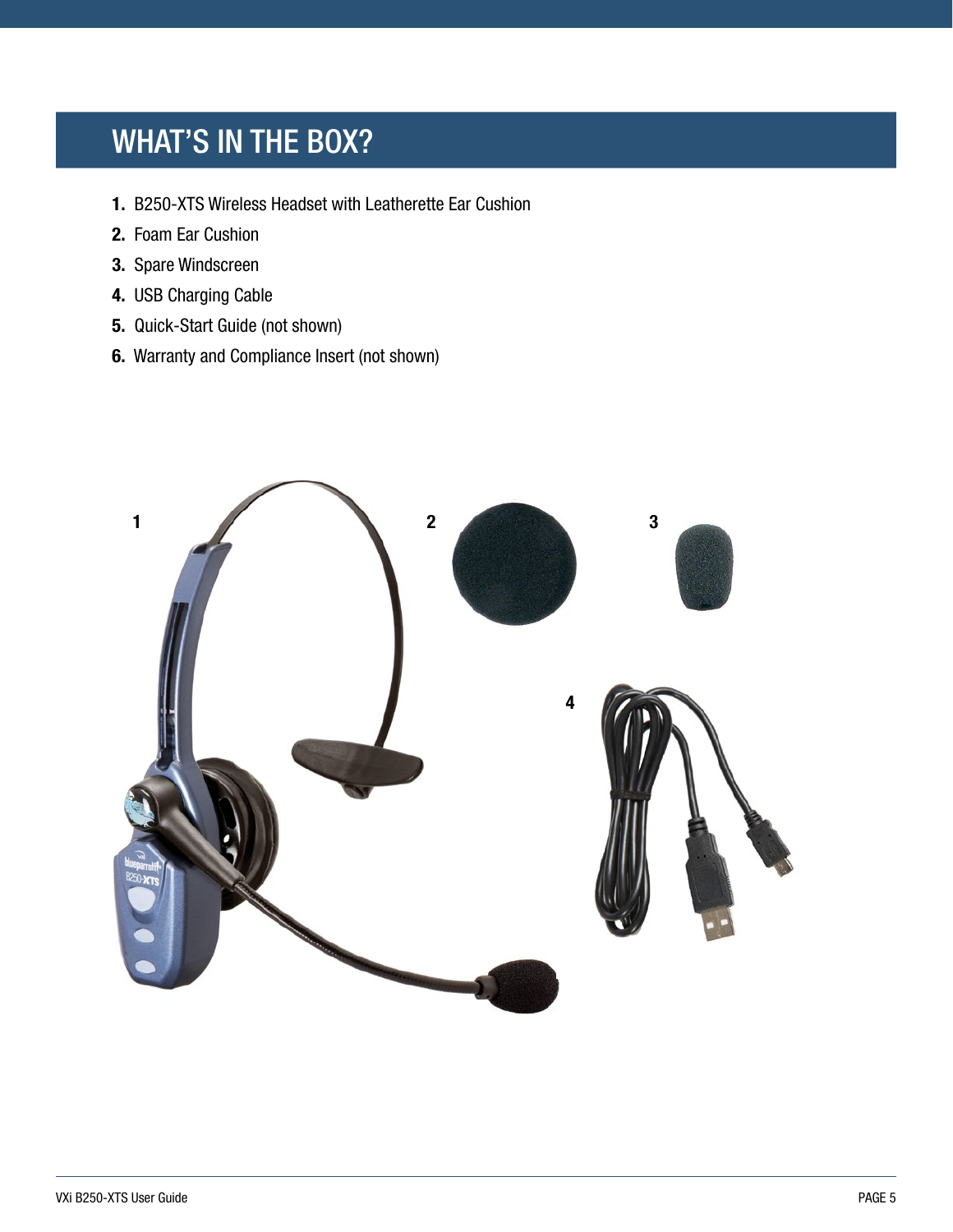# WHAT'S IN THE BOX?

1. B250-XTS Wireless Headset with Leatherette Ear Cushion
2. Foam Ear Cushion
3. Spare Windscreen
4. USB Charging Cable
5. Quick-Start Guide (not shown)
6. Warranty and Compliance Insert (not shown)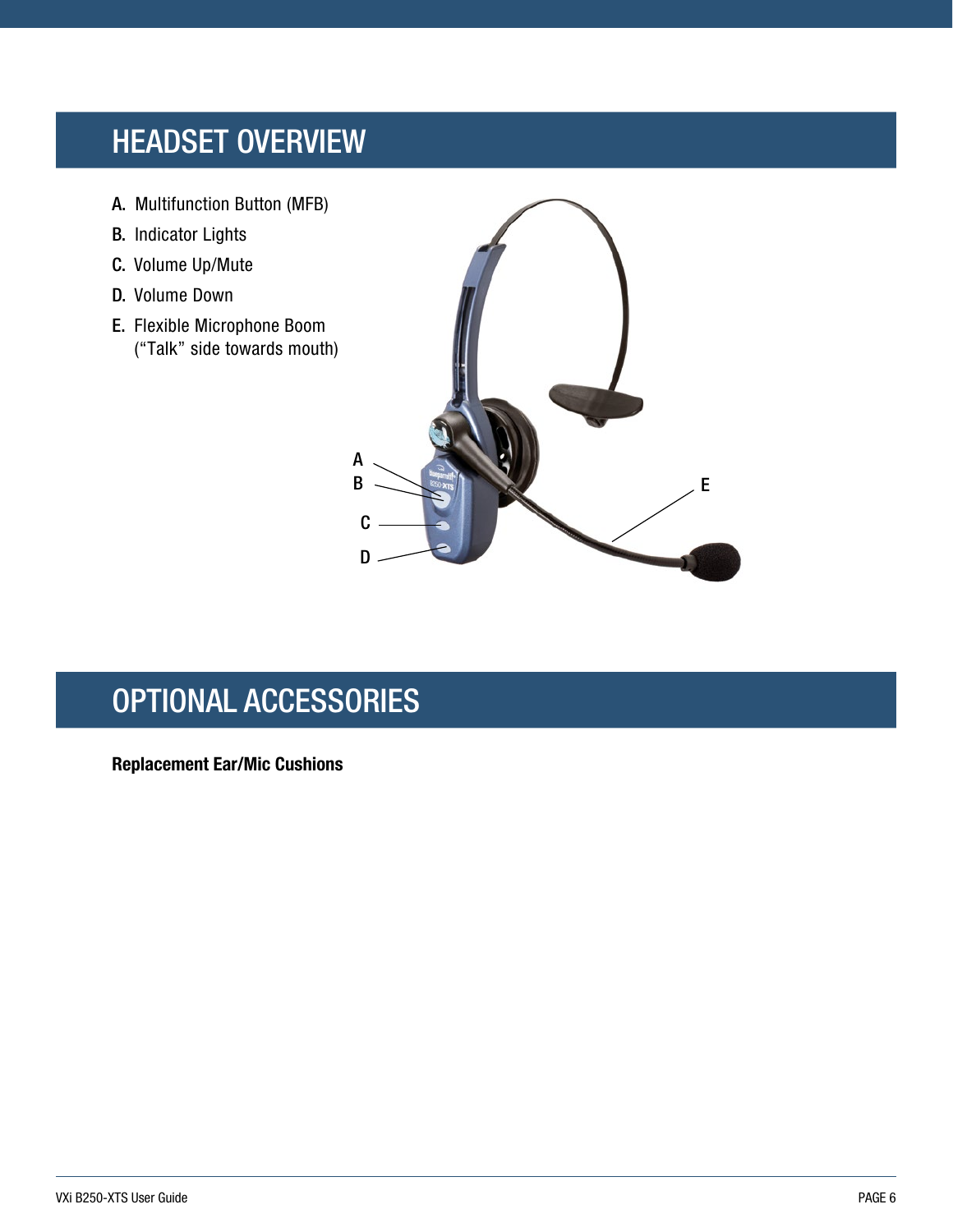# HEADSET OVERVIEW

A. Multifunction Button (MFB)

B. Indicator Lights

C. Volume Up/Mute

D. Volume Down

E. Flexible Microphone Boom
   (“Talk” side towards mouth)

# OPTIONAL ACCESSORIES

**Replacement Ear/Mic Cushions**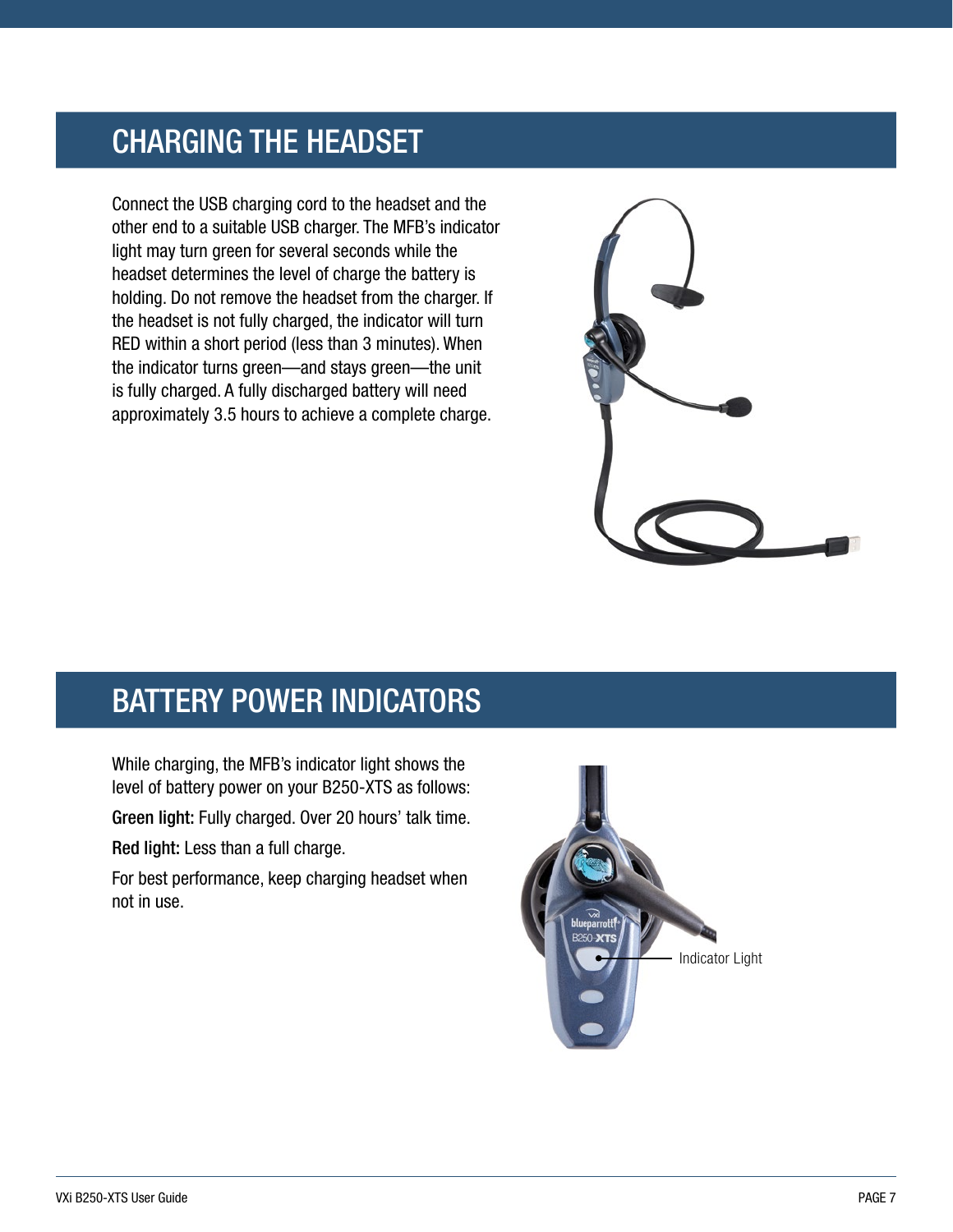## CHARGING THE HEADSET

Connect the USB charging cord to the headset and the other end to a suitable USB charger. The MFB's indicator light may turn green for several seconds while the headset determines the level of charge the battery is holding. Do not remove the headset from the charger. If the headset is not fully charged, the indicator will turn RED within a short period (less than 3 minutes). When the indicator turns green—and stays green—the unit is fully charged. A fully discharged battery will need approximately 3.5 hours to achieve a complete charge.

## BATTERY POWER INDICATORS

While charging, the MFB's indicator light shows the level of battery power on your B250-XTS as follows:

**Green light:** Fully charged. Over 20 hours' talk time.

**Red light:** Less than a full charge.

For best performance, keep charging headset when not in use.

Indicator Light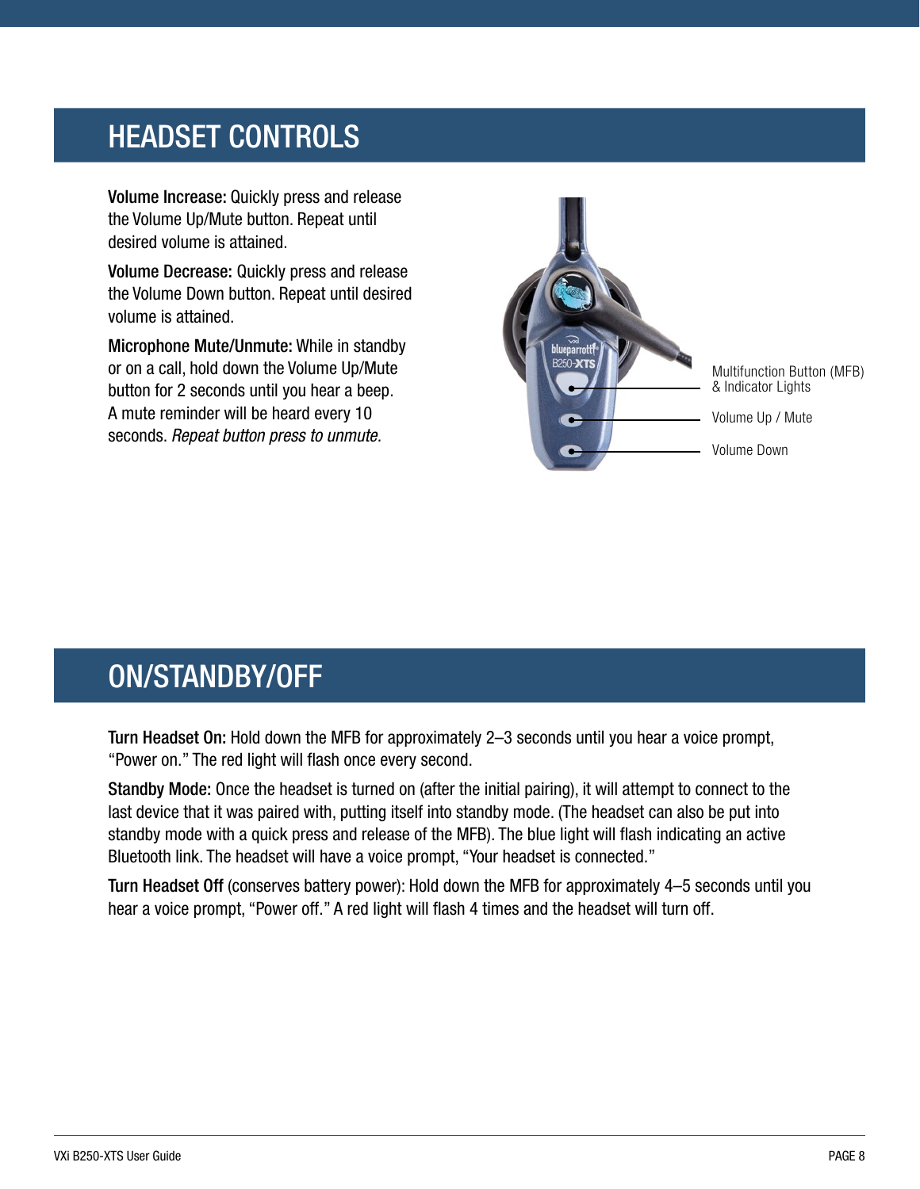## HEADSET CONTROLS

**Volume Increase:** Quickly press and release the Volume Up/Mute button. Repeat until desired volume is attained.

**Volume Decrease:** Quickly press and release the Volume Down button. Repeat until desired volume is attained.

**Microphone Mute/Unmute:** While in standby or on a call, hold down the Volume Up/Mute button for 2 seconds until you hear a beep. A mute reminder will be heard every 10 seconds. *Repeat button press to unmute.*

Multifunction Button (MFB) & Indicator Lights

Volume Up / Mute

Volume Down

## ON/STANDBY/OFF

**Turn Headset On:** Hold down the MFB for approximately 2–3 seconds until you hear a voice prompt, "Power on." The red light will flash once every second.

**Standby Mode:** Once the headset is turned on (after the initial pairing), it will attempt to connect to the last device that it was paired with, putting itself into standby mode. (The headset can also be put into standby mode with a quick press and release of the MFB). The blue light will flash indicating an active Bluetooth link. The headset will have a voice prompt, "Your headset is connected."

**Turn Headset Off** (conserves battery power): Hold down the MFB for approximately 4–5 seconds until you hear a voice prompt, "Power off." A red light will flash 4 times and the headset will turn off.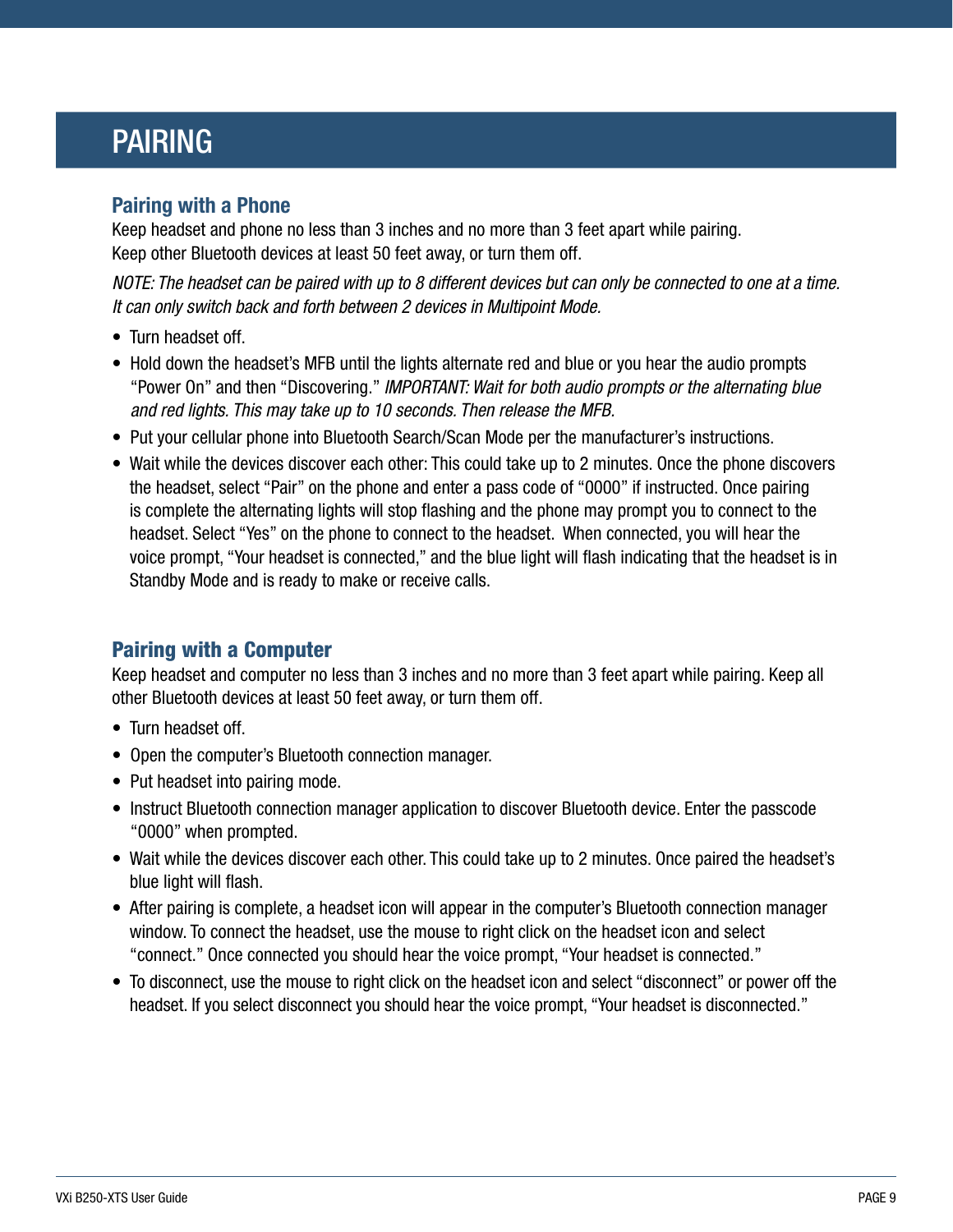# PAIRING

## Pairing with a Phone

Keep headset and phone no less than 3 inches and no more than 3 feet apart while pairing.
Keep other Bluetooth devices at least 50 feet away, or turn them off.

*NOTE: The headset can be paired with up to 8 different devices but can only be connected to one at a time. It can only switch back and forth between 2 devices in Multipoint Mode.*

- Turn headset off.
- Hold down the headset's MFB until the lights alternate red and blue or you hear the audio prompts "Power On" and then "Discovering." *IMPORTANT: Wait for both audio prompts or the alternating blue and red lights. This may take up to 10 seconds. Then release the MFB.*
- Put your cellular phone into Bluetooth Search/Scan Mode per the manufacturer's instructions.
- Wait while the devices discover each other: This could take up to 2 minutes. Once the phone discovers the headset, select "Pair" on the phone and enter a pass code of "0000" if instructed. Once pairing is complete the alternating lights will stop flashing and the phone may prompt you to connect to the headset. Select "Yes" on the phone to connect to the headset. When connected, you will hear the voice prompt, "Your headset is connected," and the blue light will flash indicating that the headset is in Standby Mode and is ready to make or receive calls.

## Pairing with a Computer

Keep headset and computer no less than 3 inches and no more than 3 feet apart while pairing. Keep all other Bluetooth devices at least 50 feet away, or turn them off.

- Turn headset off.
- Open the computer's Bluetooth connection manager.
- Put headset into pairing mode.
- Instruct Bluetooth connection manager application to discover Bluetooth device. Enter the passcode "0000" when prompted.
- Wait while the devices discover each other. This could take up to 2 minutes. Once paired the headset's blue light will flash.
- After pairing is complete, a headset icon will appear in the computer's Bluetooth connection manager window. To connect the headset, use the mouse to right click on the headset icon and select "connect." Once connected you should hear the voice prompt, "Your headset is connected."
- To disconnect, use the mouse to right click on the headset icon and select "disconnect" or power off the headset. If you select disconnect you should hear the voice prompt, "Your headset is disconnected."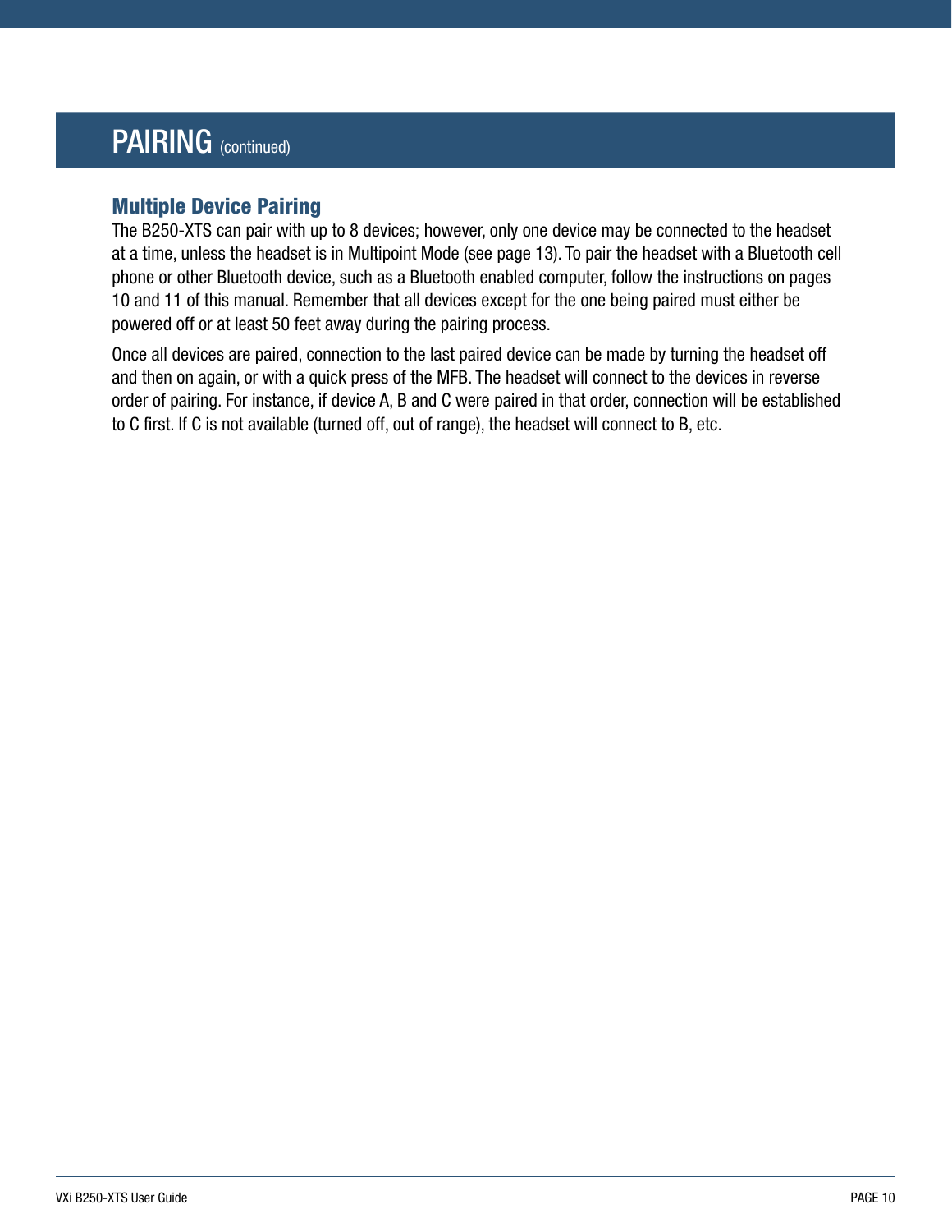# PAIRING (continued)

## Multiple Device Pairing

The B250-XTS can pair with up to 8 devices; however, only one device may be connected to the headset at a time, unless the headset is in Multipoint Mode (see page 13). To pair the headset with a Bluetooth cell phone or other Bluetooth device, such as a Bluetooth enabled computer, follow the instructions on pages 10 and 11 of this manual. Remember that all devices except for the one being paired must either be powered off or at least 50 feet away during the pairing process.

Once all devices are paired, connection to the last paired device can be made by turning the headset off and then on again, or with a quick press of the MFB. The headset will connect to the devices in reverse order of pairing. For instance, if device A, B and C were paired in that order, connection will be established to C first. If C is not available (turned off, out of range), the headset will connect to B, etc.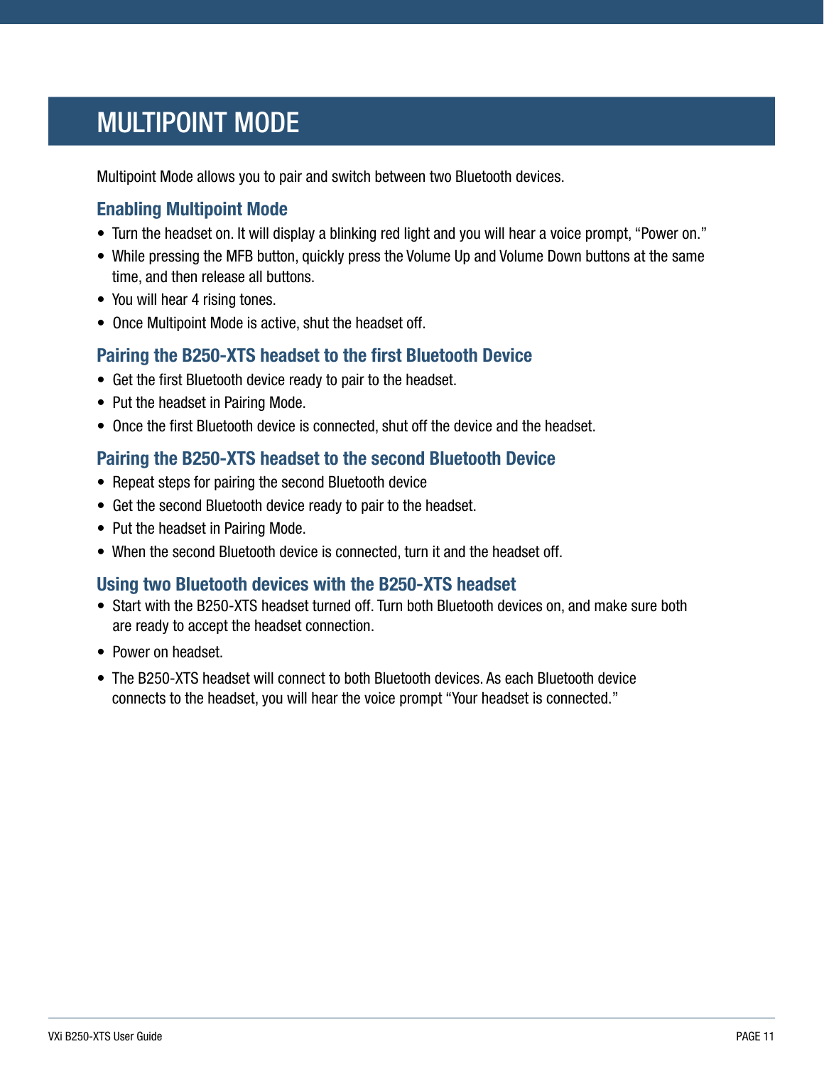# MULTIPOINT MODE

Multipoint Mode allows you to pair and switch between two Bluetooth devices.

## Enabling Multipoint Mode

- Turn the headset on. It will display a blinking red light and you will hear a voice prompt, "Power on."
- While pressing the MFB button, quickly press the Volume Up and Volume Down buttons at the same time, and then release all buttons.
- You will hear 4 rising tones.
- Once Multipoint Mode is active, shut the headset off.

## Pairing the B250-XTS headset to the first Bluetooth Device

- Get the first Bluetooth device ready to pair to the headset.
- Put the headset in Pairing Mode.
- Once the first Bluetooth device is connected, shut off the device and the headset.

## Pairing the B250-XTS headset to the second Bluetooth Device

- Repeat steps for pairing the second Bluetooth device
- Get the second Bluetooth device ready to pair to the headset.
- Put the headset in Pairing Mode.
- When the second Bluetooth device is connected, turn it and the headset off.

## Using two Bluetooth devices with the B250-XTS headset

- Start with the B250-XTS headset turned off. Turn both Bluetooth devices on, and make sure both are ready to accept the headset connection.
- Power on headset.
- The B250-XTS headset will connect to both Bluetooth devices. As each Bluetooth device connects to the headset, you will hear the voice prompt "Your headset is connected."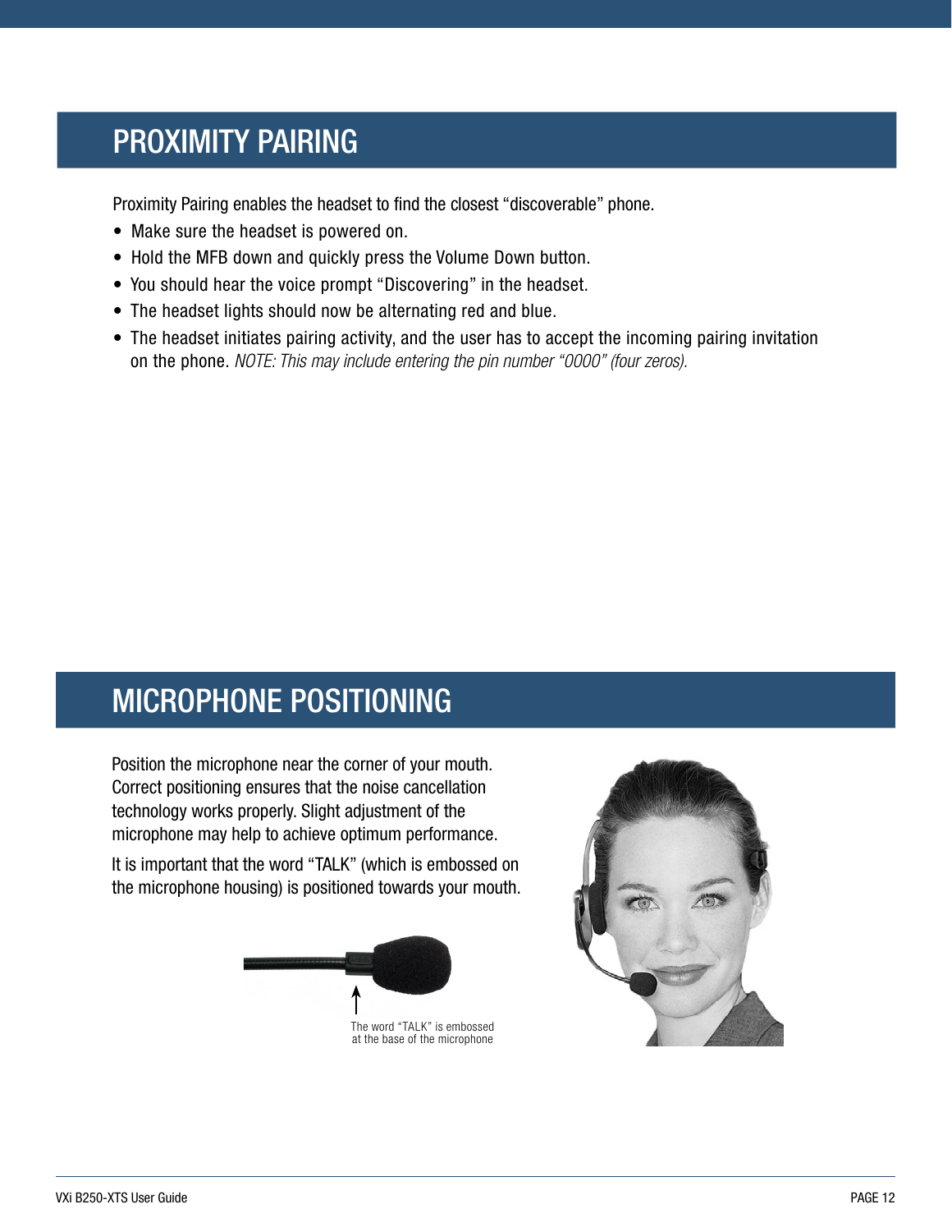## PROXIMITY PAIRING

Proximity Pairing enables the headset to find the closest "discoverable" phone.

- Make sure the headset is powered on.
- Hold the MFB down and quickly press the Volume Down button.
- You should hear the voice prompt "Discovering" in the headset.
- The headset lights should now be alternating red and blue.
- The headset initiates pairing activity, and the user has to accept the incoming pairing invitation on the phone. *NOTE: This may include entering the pin number "0000" (four zeros).*

## MICROPHONE POSITIONING

Position the microphone near the corner of your mouth. Correct positioning ensures that the noise cancellation technology works properly. Slight adjustment of the microphone may help to achieve optimum performance.

It is important that the word "TALK" (which is embossed on the microphone housing) is positioned towards your mouth.

The word "TALK" is embossed at the base of the microphone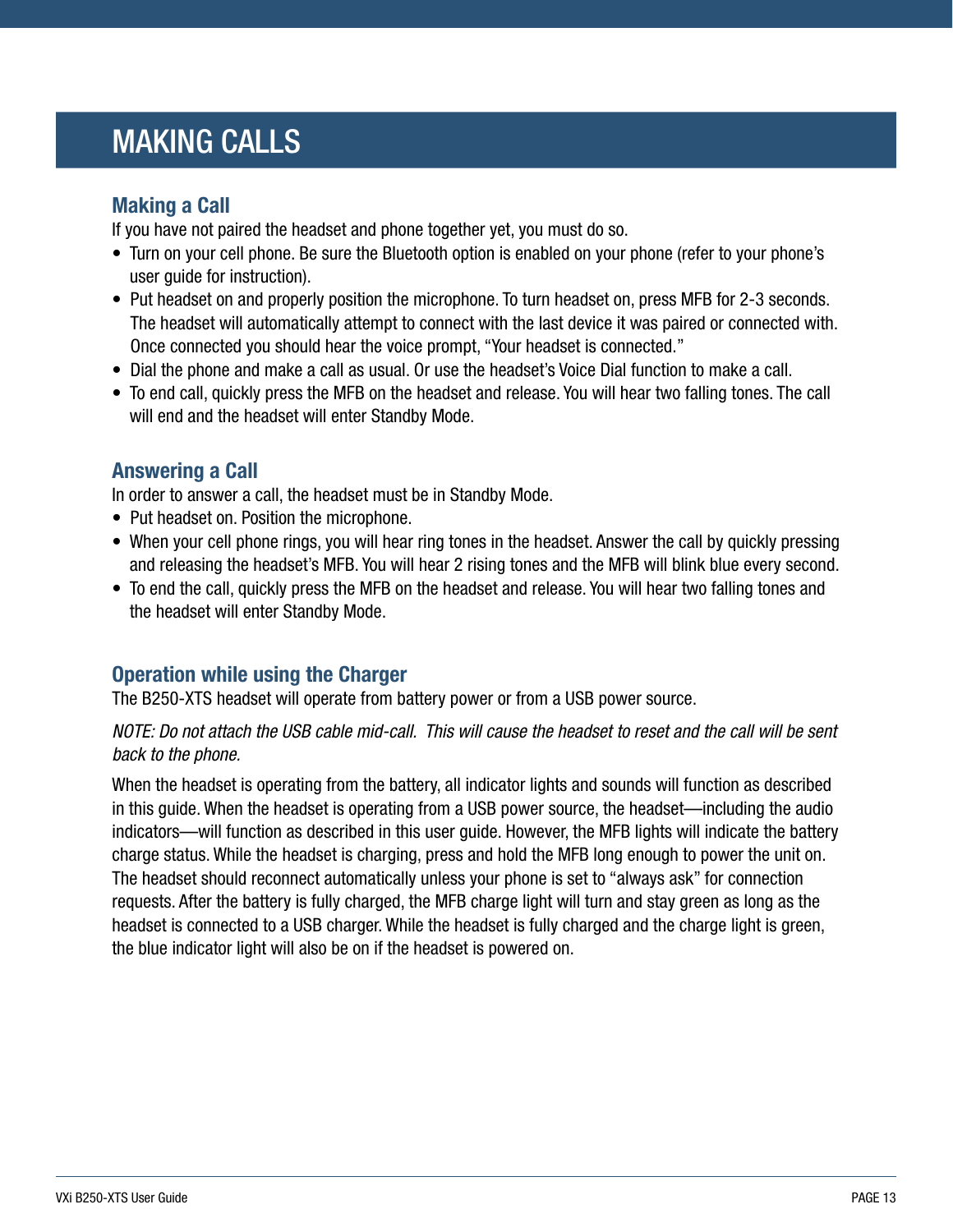# MAKING CALLS

## Making a Call

If you have not paired the headset and phone together yet, you must do so.

- Turn on your cell phone. Be sure the Bluetooth option is enabled on your phone (refer to your phone's user guide for instruction).
- Put headset on and properly position the microphone. To turn headset on, press MFB for 2-3 seconds. The headset will automatically attempt to connect with the last device it was paired or connected with. Once connected you should hear the voice prompt, "Your headset is connected."
- Dial the phone and make a call as usual. Or use the headset's Voice Dial function to make a call.
- To end call, quickly press the MFB on the headset and release. You will hear two falling tones. The call will end and the headset will enter Standby Mode.

## Answering a Call

In order to answer a call, the headset must be in Standby Mode.

- Put headset on. Position the microphone.
- When your cell phone rings, you will hear ring tones in the headset. Answer the call by quickly pressing and releasing the headset's MFB. You will hear 2 rising tones and the MFB will blink blue every second.
- To end the call, quickly press the MFB on the headset and release. You will hear two falling tones and the headset will enter Standby Mode.

## Operation while using the Charger

The B250-XTS headset will operate from battery power or from a USB power source.

*NOTE: Do not attach the USB cable mid-call. This will cause the headset to reset and the call will be sent back to the phone.*

When the headset is operating from the battery, all indicator lights and sounds will function as described in this guide. When the headset is operating from a USB power source, the headset—including the audio indicators—will function as described in this user guide. However, the MFB lights will indicate the battery charge status. While the headset is charging, press and hold the MFB long enough to power the unit on. The headset should reconnect automatically unless your phone is set to "always ask" for connection requests. After the battery is fully charged, the MFB charge light will turn and stay green as long as the headset is connected to a USB charger. While the headset is fully charged and the charge light is green, the blue indicator light will also be on if the headset is powered on.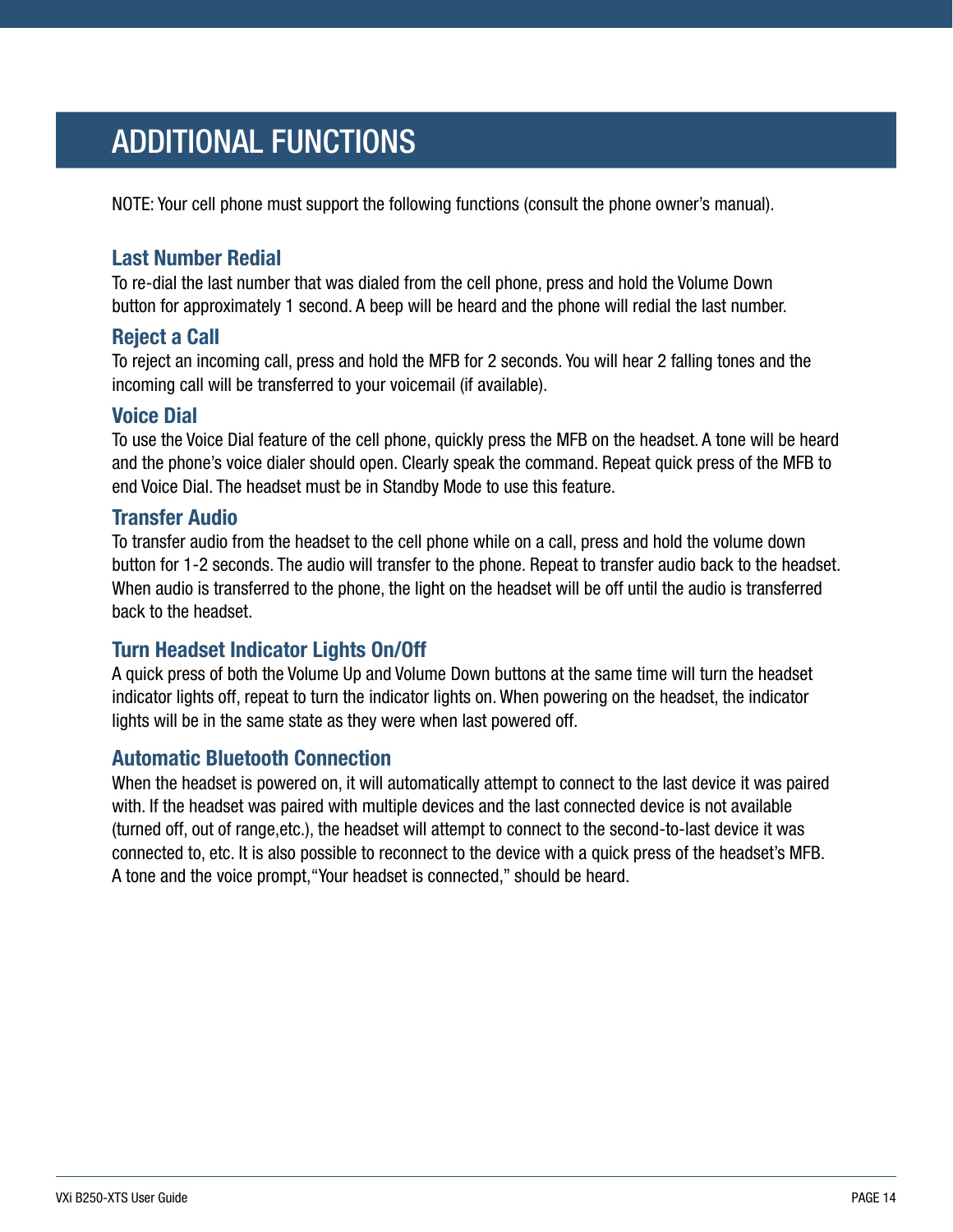# ADDITIONAL FUNCTIONS

NOTE: Your cell phone must support the following functions (consult the phone owner's manual).

### Last Number Redial

To re-dial the last number that was dialed from the cell phone, press and hold the Volume Down button for approximately 1 second. A beep will be heard and the phone will redial the last number.

### Reject a Call

To reject an incoming call, press and hold the MFB for 2 seconds. You will hear 2 falling tones and the incoming call will be transferred to your voicemail (if available).

### Voice Dial

To use the Voice Dial feature of the cell phone, quickly press the MFB on the headset. A tone will be heard and the phone's voice dialer should open. Clearly speak the command. Repeat quick press of the MFB to end Voice Dial. The headset must be in Standby Mode to use this feature.

### Transfer Audio

To transfer audio from the headset to the cell phone while on a call, press and hold the volume down button for 1-2 seconds. The audio will transfer to the phone. Repeat to transfer audio back to the headset. When audio is transferred to the phone, the light on the headset will be off until the audio is transferred back to the headset.

### Turn Headset Indicator Lights On/Off

A quick press of both the Volume Up and Volume Down buttons at the same time will turn the headset indicator lights off, repeat to turn the indicator lights on. When powering on the headset, the indicator lights will be in the same state as they were when last powered off.

### Automatic Bluetooth Connection

When the headset is powered on, it will automatically attempt to connect to the last device it was paired with. If the headset was paired with multiple devices and the last connected device is not available (turned off, out of range,etc.), the headset will attempt to connect to the second-to-last device it was connected to, etc. It is also possible to reconnect to the device with a quick press of the headset's MFB. A tone and the voice prompt,"Your headset is connected," should be heard.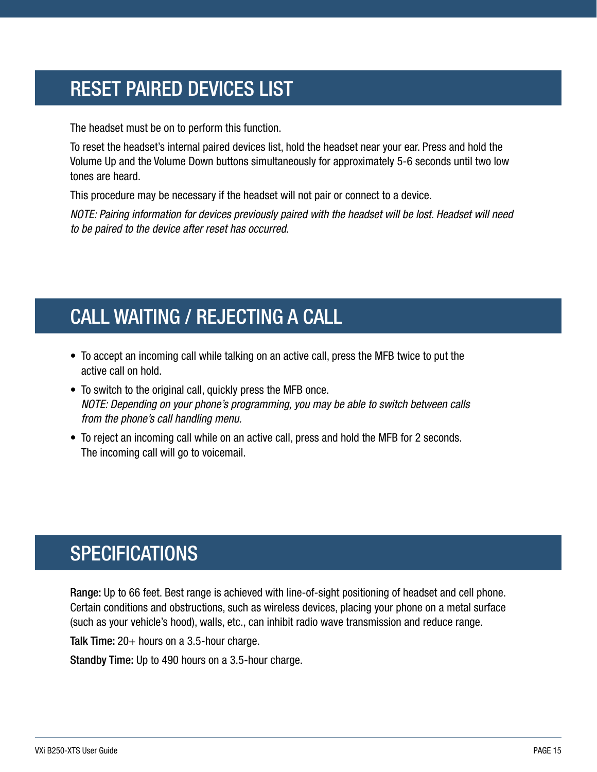## RESET PAIRED DEVICES LIST

The headset must be on to perform this function.

To reset the headset's internal paired devices list, hold the headset near your ear. Press and hold the Volume Up and the Volume Down buttons simultaneously for approximately 5-6 seconds until two low tones are heard.

This procedure may be necessary if the headset will not pair or connect to a device.

*NOTE: Pairing information for devices previously paired with the headset will be lost. Headset will need to be paired to the device after reset has occurred.*

## CALL WAITING / REJECTING A CALL

- To accept an incoming call while talking on an active call, press the MFB twice to put the active call on hold.
- To switch to the original call, quickly press the MFB once.
  *NOTE: Depending on your phone's programming, you may be able to switch between calls from the phone's call handling menu.*
- To reject an incoming call while on an active call, press and hold the MFB for 2 seconds. The incoming call will go to voicemail.

## SPECIFICATIONS

**Range:** Up to 66 feet. Best range is achieved with line-of-sight positioning of headset and cell phone. Certain conditions and obstructions, such as wireless devices, placing your phone on a metal surface (such as your vehicle's hood), walls, etc., can inhibit radio wave transmission and reduce range.

**Talk Time:** 20+ hours on a 3.5-hour charge.

**Standby Time:** Up to 490 hours on a 3.5-hour charge.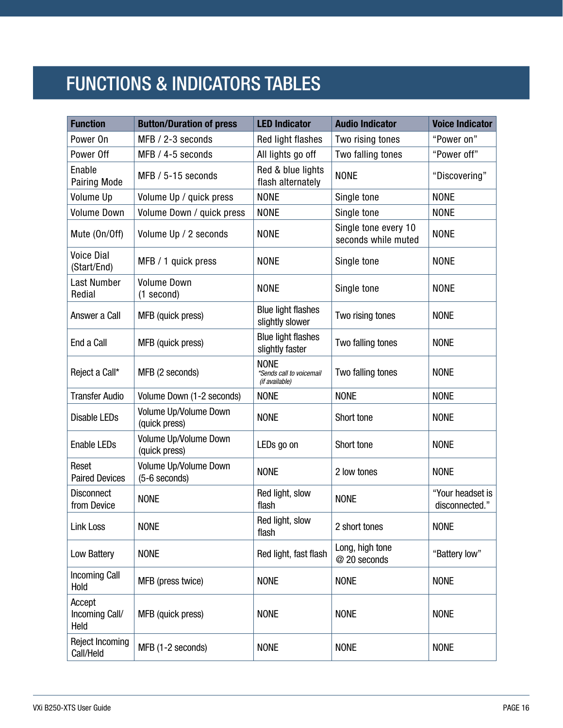# FUNCTIONS & INDICATORS TABLES

| Function | Button/Duration of press | LED Indicator | Audio Indicator | Voice Indicator |
|---|---|---|---|---|
| Power On | MFB / 2-3 seconds | Red light flashes | Two rising tones | "Power on" |
| Power Off | MFB / 4-5 seconds | All lights go off | Two falling tones | "Power off" |
| Enable Pairing Mode | MFB / 5-15 seconds | Red & blue lights flash alternately | NONE | "Discovering" |
| Volume Up | Volume Up / quick press | NONE | Single tone | NONE |
| Volume Down | Volume Down / quick press | NONE | Single tone | NONE |
| Mute (On/Off) | Volume Up / 2 seconds | NONE | Single tone every 10 seconds while muted | NONE |
| Voice Dial (Start/End) | MFB / 1 quick press | NONE | Single tone | NONE |
| Last Number Redial | Volume Down (1 second) | NONE | Single tone | NONE |
| Answer a Call | MFB (quick press) | Blue light flashes slightly slower | Two rising tones | NONE |
| End a Call | MFB (quick press) | Blue light flashes slightly faster | Two falling tones | NONE |
| Reject a Call* | MFB (2 seconds) | NONE *\*Sends call to voicemail (if available)* | Two falling tones | NONE |
| Transfer Audio | Volume Down (1-2 seconds) | NONE | NONE | NONE |
| Disable LEDs | Volume Up/Volume Down (quick press) | NONE | Short tone | NONE |
| Enable LEDs | Volume Up/Volume Down (quick press) | LEDs go on | Short tone | NONE |
| Reset Paired Devices | Volume Up/Volume Down (5-6 seconds) | NONE | 2 low tones | NONE |
| Disconnect from Device | NONE | Red light, slow flash | NONE | "Your headset is disconnected." |
| Link Loss | NONE | Red light, slow flash | 2 short tones | NONE |
| Low Battery | NONE | Red light, fast flash | Long, high tone @ 20 seconds | "Battery low" |
| Incoming Call Hold | MFB (press twice) | NONE | NONE | NONE |
| Accept Incoming Call/ Held | MFB (quick press) | NONE | NONE | NONE |
| Reject Incoming Call/Held | MFB (1-2 seconds) | NONE | NONE | NONE |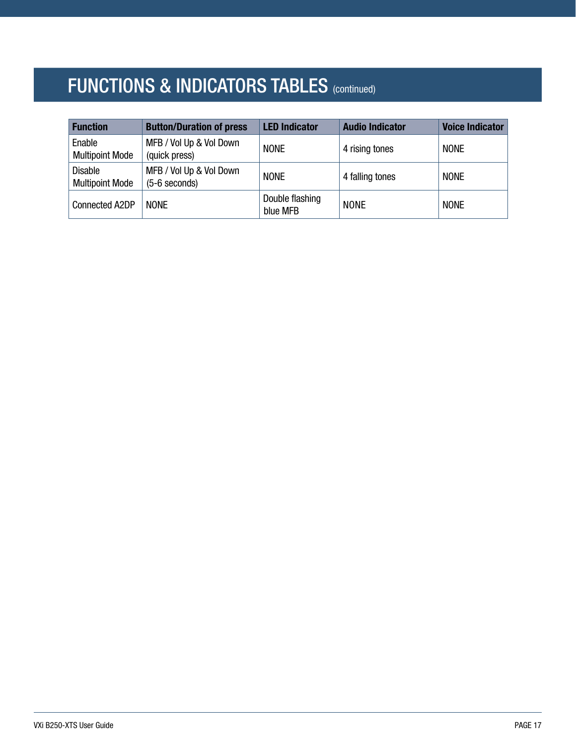# FUNCTIONS & INDICATORS TABLES (continued)

| Function | Button/Duration of press | LED Indicator | Audio Indicator | Voice Indicator |
|---|---|---|---|---|
| Enable Multipoint Mode | MFB / Vol Up & Vol Down (quick press) | NONE | 4 rising tones | NONE |
| Disable Multipoint Mode | MFB / Vol Up & Vol Down (5-6 seconds) | NONE | 4 falling tones | NONE |
| Connected A2DP | NONE | Double flashing blue MFB | NONE | NONE |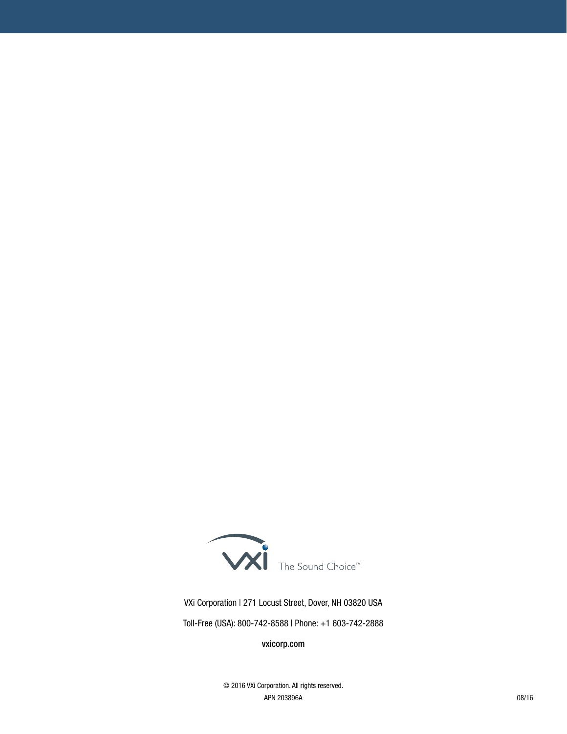The Sound Choice™

VXi Corporation | 271 Locust Street, Dover, NH 03820 USA

Toll-Free (USA): 800-742-8588 | Phone: +1 603-742-2888

**vxicorp.com**

© 2016 VXi Corporation. All rights reserved.

APN 203896A

08/16